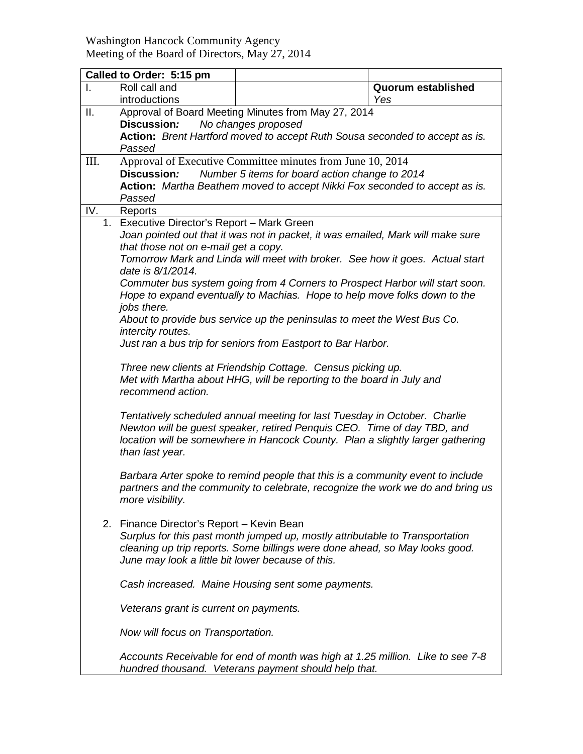Washington Hancock Community Agency
Meeting of the Board of Directors, May 27, 2014

| **Called to Order: 5:15 pm** | | |
|---|---|---|
| I. Roll call and introductions | | **Quorum established** *Yes* |

**II. Approval of Board Meeting Minutes from May 27, 2014**

**Discussion:** *No changes proposed*

**Action:** *Brent Hartford moved to accept Ruth Sousa seconded to accept as is. Passed*

**III. Approval of Executive Committee minutes from June 10, 2014**

**Discussion:** *Number 5 items for board action change to 2014*

**Action:** *Martha Beathem moved to accept Nikki Fox seconded to accept as is. Passed*

**IV. Reports**

1. Executive Director's Report – Mark Green

   *Joan pointed out that it was not in packet, it was emailed, Mark will make sure that those not on e-mail get a copy.*

   *Tomorrow Mark and Linda will meet with broker. See how it goes. Actual start date is 8/1/2014.*

   *Commuter bus system going from 4 Corners to Prospect Harbor will start soon. Hope to expand eventually to Machias. Hope to help move folks down to the jobs there.*

   *About to provide bus service up the peninsulas to meet the West Bus Co. intercity routes.*

   *Just ran a bus trip for seniors from Eastport to Bar Harbor.*

   *Three new clients at Friendship Cottage. Census picking up.*

   *Met with Martha about HHG, will be reporting to the board in July and recommend action.*

   *Tentatively scheduled annual meeting for last Tuesday in October. Charlie Newton will be guest speaker, retired Penquis CEO. Time of day TBD, and location will be somewhere in Hancock County. Plan a slightly larger gathering than last year.*

   *Barbara Arter spoke to remind people that this is a community event to include partners and the community to celebrate, recognize the work we do and bring us more visibility.*

2. Finance Director's Report – Kevin Bean

   *Surplus for this past month jumped up, mostly attributable to Transportation cleaning up trip reports. Some billings were done ahead, so May looks good. June may look a little bit lower because of this.*

   *Cash increased. Maine Housing sent some payments.*

   *Veterans grant is current on payments.*

   *Now will focus on Transportation.*

   *Accounts Receivable for end of month was high at 1.25 million. Like to see 7-8 hundred thousand. Veterans payment should help that.*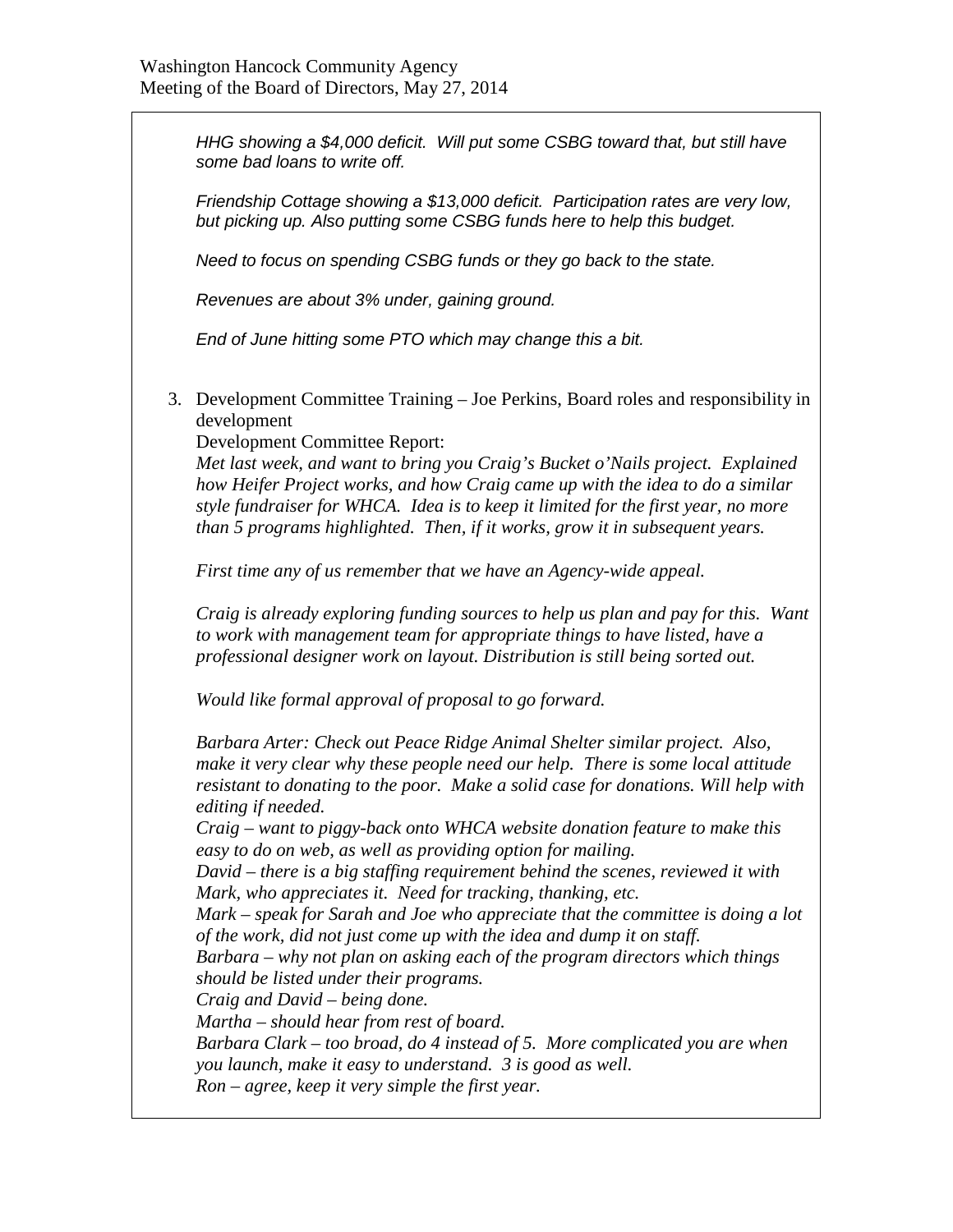*HHG showing a $4,000 deficit. Will put some CSBG toward that, but still have some bad loans to write off.*

*Friendship Cottage showing a $13,000 deficit. Participation rates are very low, but picking up. Also putting some CSBG funds here to help this budget.*

*Need to focus on spending CSBG funds or they go back to the state.*

*Revenues are about 3% under, gaining ground.*

*End of June hitting some PTO which may change this a bit.*

3. Development Committee Training – Joe Perkins, Board roles and responsibility in development

   Development Committee Report:

   *Met last week, and want to bring you Craig's Bucket o'Nails project. Explained how Heifer Project works, and how Craig came up with the idea to do a similar style fundraiser for WHCA. Idea is to keep it limited for the first year, no more than 5 programs highlighted. Then, if it works, grow it in subsequent years.*

   *First time any of us remember that we have an Agency-wide appeal.*

   *Craig is already exploring funding sources to help us plan and pay for this. Want to work with management team for appropriate things to have listed, have a professional designer work on layout. Distribution is still being sorted out.*

   *Would like formal approval of proposal to go forward.*

   *Barbara Arter: Check out Peace Ridge Animal Shelter similar project. Also, make it very clear why these people need our help. There is some local attitude resistant to donating to the poor. Make a solid case for donations. Will help with editing if needed.*
   *Craig – want to piggy-back onto WHCA website donation feature to make this easy to do on web, as well as providing option for mailing.*
   *David – there is a big staffing requirement behind the scenes, reviewed it with Mark, who appreciates it. Need for tracking, thanking, etc.*
   *Mark – speak for Sarah and Joe who appreciate that the committee is doing a lot of the work, did not just come up with the idea and dump it on staff.*
   *Barbara – why not plan on asking each of the program directors which things should be listed under their programs.*
   *Craig and David – being done.*
   *Martha – should hear from rest of board.*
   *Barbara Clark – too broad, do 4 instead of 5. More complicated you are when you launch, make it easy to understand. 3 is good as well.*
   *Ron – agree, keep it very simple the first year.*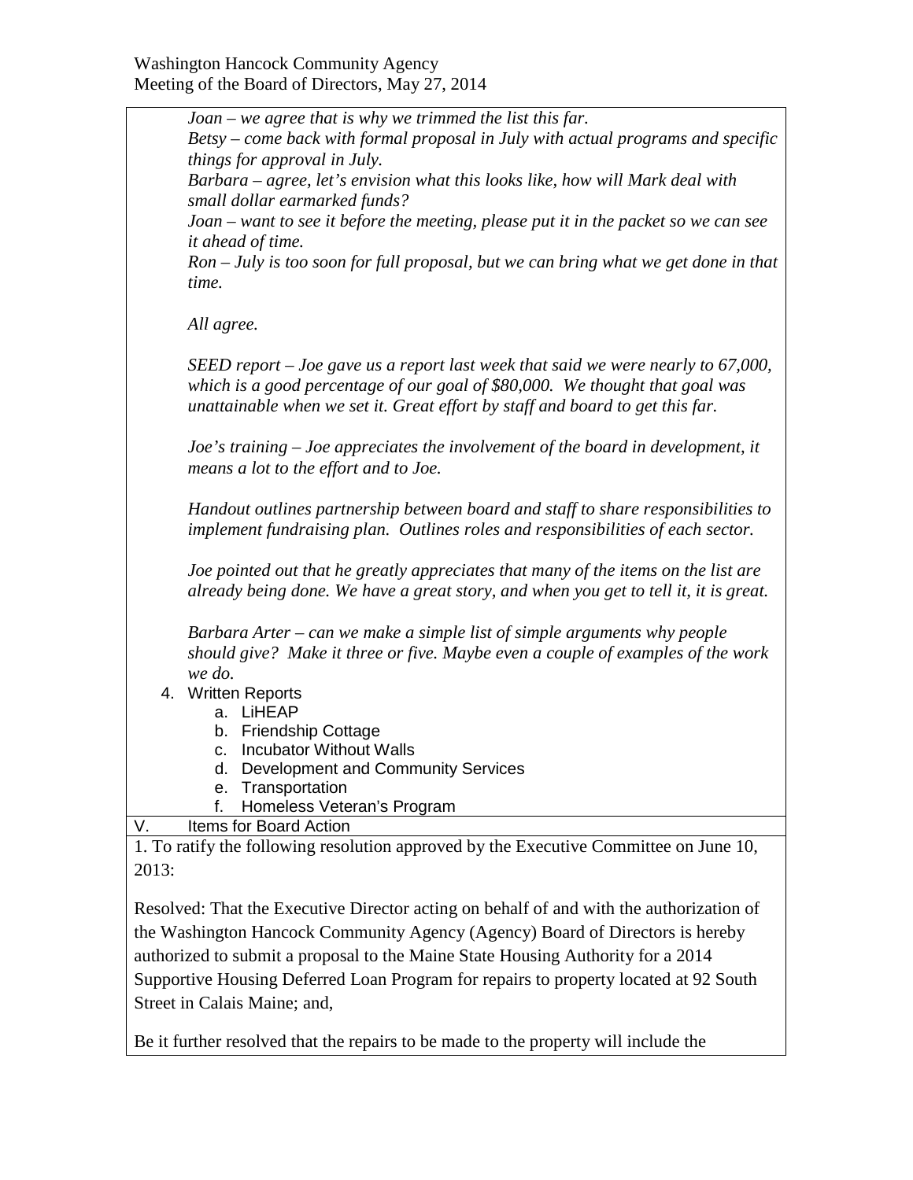*Joan – we agree that is why we trimmed the list this far.*
*Betsy – come back with formal proposal in July with actual programs and specific things for approval in July.*
*Barbara – agree, let's envision what this looks like, how will Mark deal with small dollar earmarked funds?*
*Joan – want to see it before the meeting, please put it in the packet so we can see it ahead of time.*
*Ron – July is too soon for full proposal, but we can bring what we get done in that time.*

*All agree.*

*SEED report – Joe gave us a report last week that said we were nearly to 67,000, which is a good percentage of our goal of $80,000. We thought that goal was unattainable when we set it. Great effort by staff and board to get this far.*

*Joe's training – Joe appreciates the involvement of the board in development, it means a lot to the effort and to Joe.*

*Handout outlines partnership between board and staff to share responsibilities to implement fundraising plan. Outlines roles and responsibilities of each sector.*

*Joe pointed out that he greatly appreciates that many of the items on the list are already being done. We have a great story, and when you get to tell it, it is great.*

*Barbara Arter – can we make a simple list of simple arguments why people should give? Make it three or five. Maybe even a couple of examples of the work we do.*

4. Written Reports
   a. LiHEAP
   b. Friendship Cottage
   c. Incubator Without Walls
   d. Development and Community Services
   e. Transportation
   f. Homeless Veteran's Program

V. Items for Board Action

1. To ratify the following resolution approved by the Executive Committee on June 10, 2013:

Resolved: That the Executive Director acting on behalf of and with the authorization of the Washington Hancock Community Agency (Agency) Board of Directors is hereby authorized to submit a proposal to the Maine State Housing Authority for a 2014 Supportive Housing Deferred Loan Program for repairs to property located at 92 South Street in Calais Maine; and,

Be it further resolved that the repairs to be made to the property will include the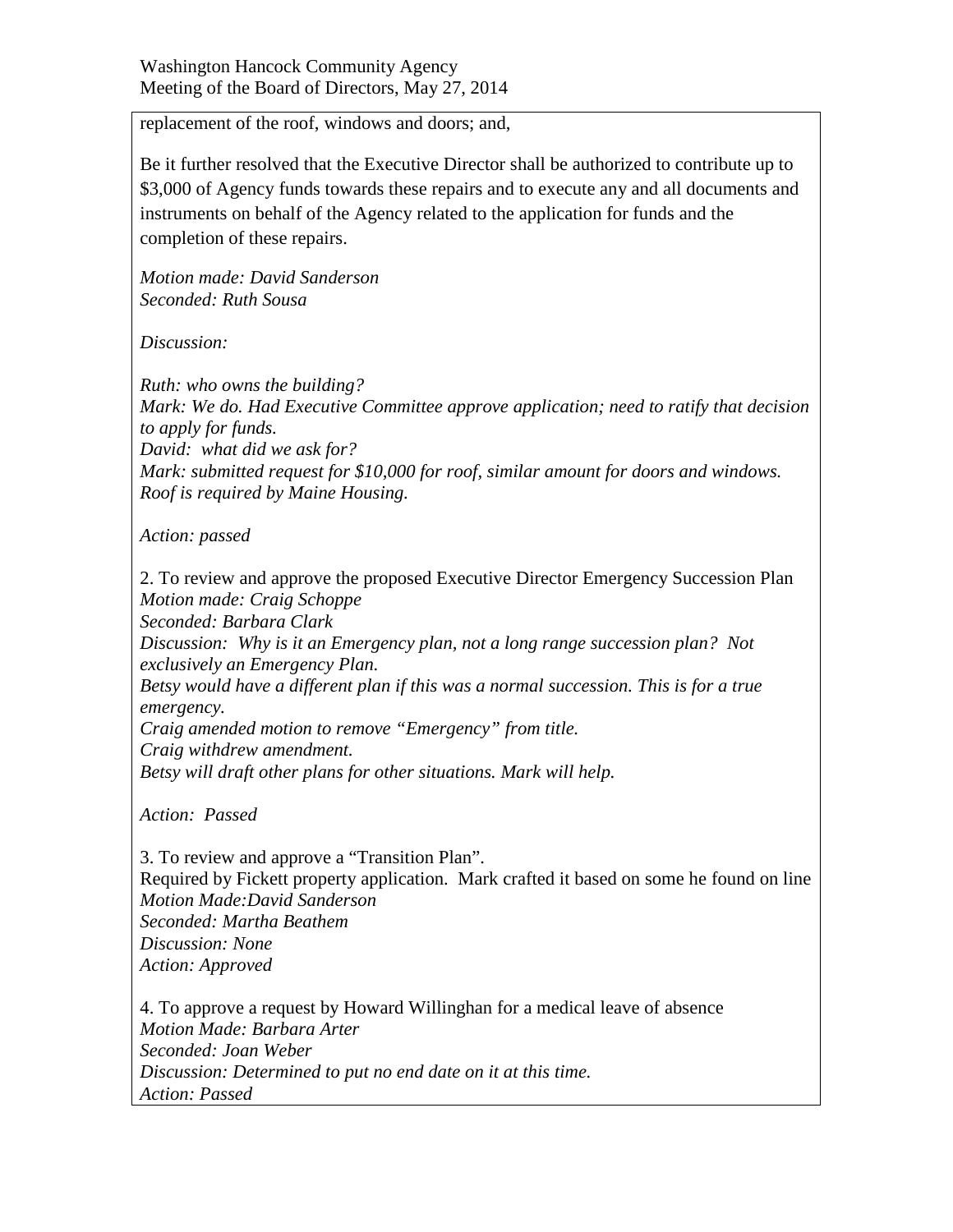replacement of the roof, windows and doors; and,

Be it further resolved that the Executive Director shall be authorized to contribute up to $3,000 of Agency funds towards these repairs and to execute any and all documents and instruments on behalf of the Agency related to the application for funds and the completion of these repairs.

*Motion made: David Sanderson*
*Seconded: Ruth Sousa*

*Discussion:*

*Ruth: who owns the building?*
*Mark: We do. Had Executive Committee approve application; need to ratify that decision to apply for funds.*
*David: what did we ask for?*
*Mark: submitted request for $10,000 for roof, similar amount for doors and windows. Roof is required by Maine Housing.*

*Action: passed*

2. To review and approve the proposed Executive Director Emergency Succession Plan
*Motion made: Craig Schoppe*
*Seconded: Barbara Clark*
*Discussion: Why is it an Emergency plan, not a long range succession plan? Not exclusively an Emergency Plan.*
*Betsy would have a different plan if this was a normal succession. This is for a true emergency.*
*Craig amended motion to remove "Emergency" from title.*
*Craig withdrew amendment.*
*Betsy will draft other plans for other situations. Mark will help.*

*Action: Passed*

3. To review and approve a "Transition Plan".
Required by Fickett property application. Mark crafted it based on some he found on line
*Motion Made:David Sanderson*
*Seconded: Martha Beathem*
*Discussion: None*
*Action: Approved*

4. To approve a request by Howard Willinghan for a medical leave of absence
*Motion Made: Barbara Arter*
*Seconded: Joan Weber*
*Discussion: Determined to put no end date on it at this time.*
*Action: Passed*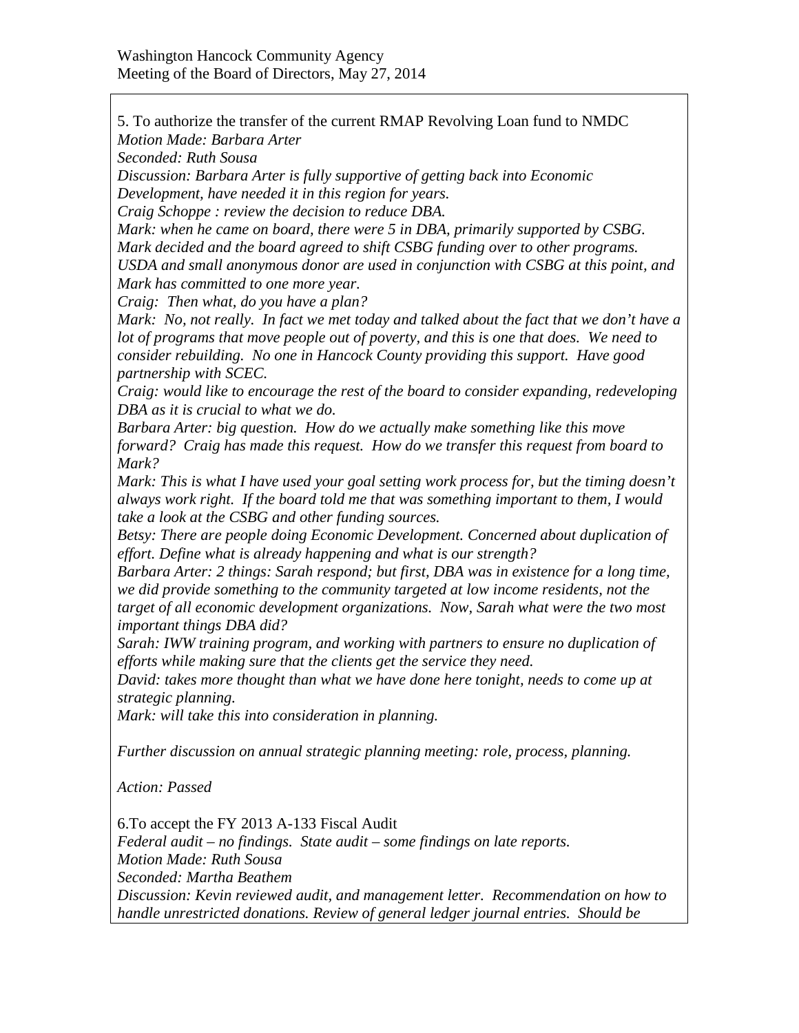5. To authorize the transfer of the current RMAP Revolving Loan fund to NMDC
*Motion Made: Barbara Arter*
*Seconded: Ruth Sousa*
*Discussion: Barbara Arter is fully supportive of getting back into Economic Development, have needed it in this region for years.*
*Craig Schoppe : review the decision to reduce DBA.*
*Mark: when he came on board, there were 5 in DBA, primarily supported by CSBG. Mark decided and the board agreed to shift CSBG funding over to other programs. USDA and small anonymous donor are used in conjunction with CSBG at this point, and Mark has committed to one more year.*
*Craig: Then what, do you have a plan?*
*Mark: No, not really. In fact we met today and talked about the fact that we don't have a lot of programs that move people out of poverty, and this is one that does. We need to consider rebuilding. No one in Hancock County providing this support. Have good partnership with SCEC.*
*Craig: would like to encourage the rest of the board to consider expanding, redeveloping DBA as it is crucial to what we do.*
*Barbara Arter: big question. How do we actually make something like this move forward? Craig has made this request. How do we transfer this request from board to Mark?*
*Mark: This is what I have used your goal setting work process for, but the timing doesn't always work right. If the board told me that was something important to them, I would take a look at the CSBG and other funding sources.*
*Betsy: There are people doing Economic Development. Concerned about duplication of effort. Define what is already happening and what is our strength?*
*Barbara Arter: 2 things: Sarah respond; but first, DBA was in existence for a long time, we did provide something to the community targeted at low income residents, not the target of all economic development organizations. Now, Sarah what were the two most important things DBA did?*
*Sarah: IWW training program, and working with partners to ensure no duplication of efforts while making sure that the clients get the service they need.*
*David: takes more thought than what we have done here tonight, needs to come up at strategic planning.*
*Mark: will take this into consideration in planning.*

*Further discussion on annual strategic planning meeting: role, process, planning.*

*Action: Passed*

6.To accept the FY 2013 A-133 Fiscal Audit
*Federal audit – no findings. State audit – some findings on late reports.*
*Motion Made: Ruth Sousa*
*Seconded: Martha Beathem*
*Discussion: Kevin reviewed audit, and management letter. Recommendation on how to handle unrestricted donations. Review of general ledger journal entries. Should be*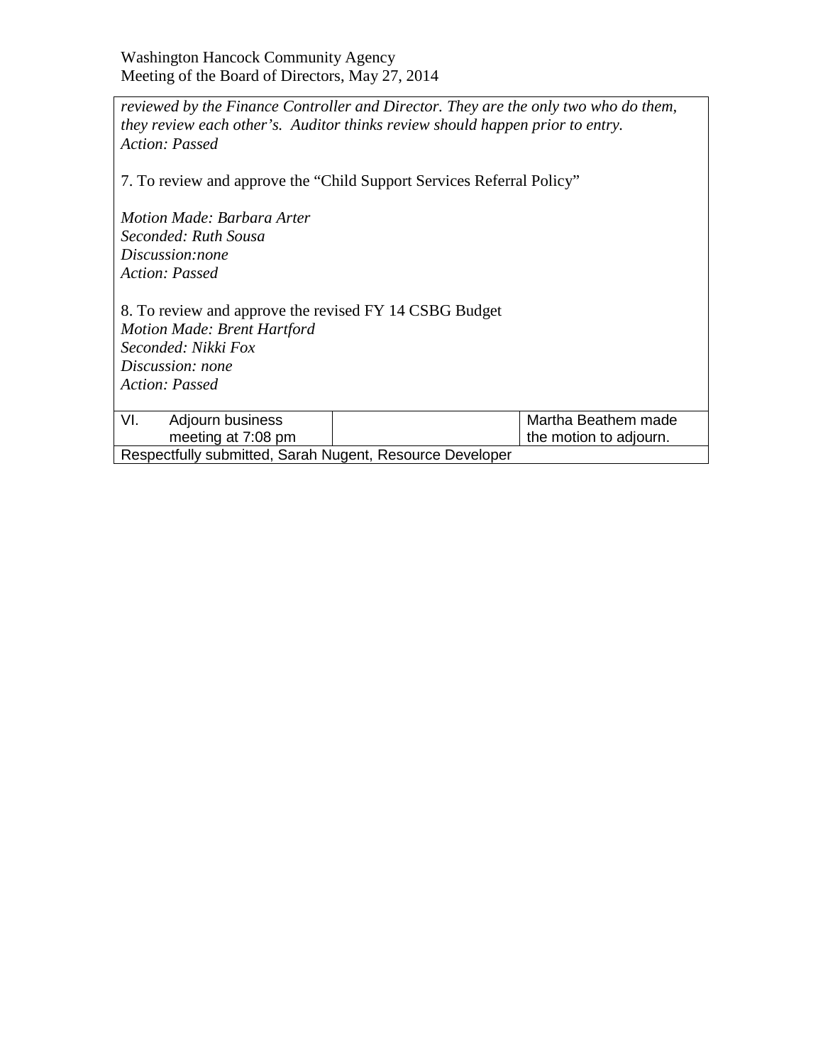*reviewed by the Finance Controller and Director. They are the only two who do them, they review each other's. Auditor thinks review should happen prior to entry.*
*Action: Passed*

7. To review and approve the "Child Support Services Referral Policy"

*Motion Made: Barbara Arter*
*Seconded: Ruth Sousa*
*Discussion:none*
*Action: Passed*

8. To review and approve the revised FY 14 CSBG Budget
*Motion Made: Brent Hartford*
*Seconded: Nikki Fox*
*Discussion: none*
*Action: Passed*

| | | |
|---|---|---|
| VI. Adjourn business meeting at 7:08 pm | | Martha Beathem made the motion to adjourn. |

Respectfully submitted, Sarah Nugent, Resource Developer